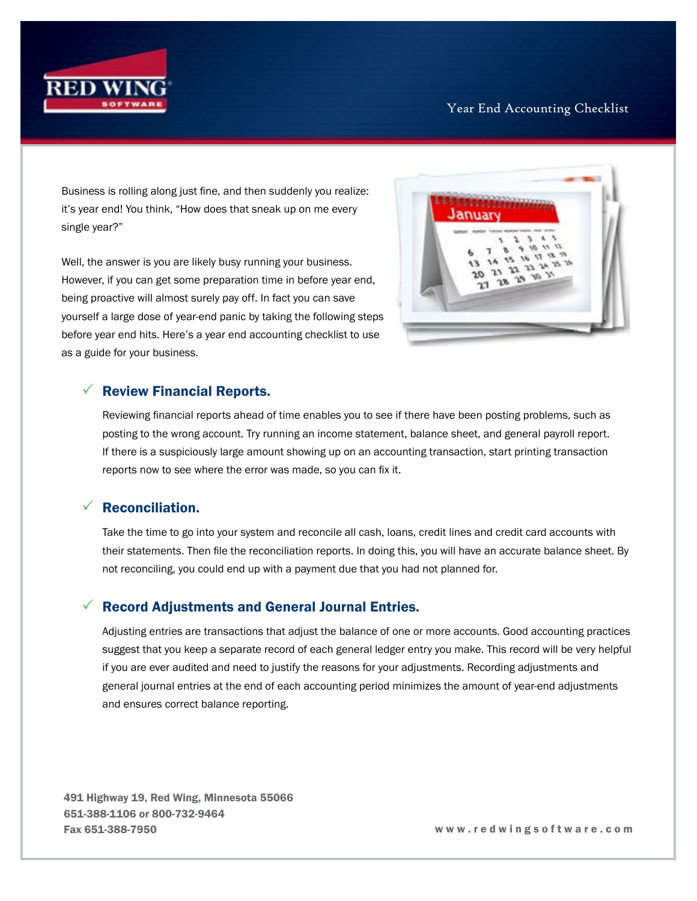# Year End Accounting Checklist

Business is rolling along just fine, and then suddenly you realize: it's year end! You think, "How does that sneak up on me every single year?"

Well, the answer is you are likely busy running your business. However, if you can get some preparation time in before year end, being proactive will almost surely pay off. In fact you can save yourself a large dose of year-end panic by taking the following steps before year end hits. Here's a year end accounting checklist to use as a guide for your business.

## ✓ Review Financial Reports.

Reviewing financial reports ahead of time enables you to see if there have been posting problems, such as posting to the wrong account. Try running an income statement, balance sheet, and general payroll report. If there is a suspiciously large amount showing up on an accounting transaction, start printing transaction reports now to see where the error was made, so you can fix it.

## ✓ Reconciliation.

Take the time to go into your system and reconcile all cash, loans, credit lines and credit card accounts with their statements. Then file the reconciliation reports. In doing this, you will have an accurate balance sheet. By not reconciling, you could end up with a payment due that you had not planned for.

## ✓ Record Adjustments and General Journal Entries.

Adjusting entries are transactions that adjust the balance of one or more accounts. Good accounting practices suggest that you keep a separate record of each general ledger entry you make. This record will be very helpful if you are ever audited and need to justify the reasons for your adjustments. Recording adjustments and general journal entries at the end of each accounting period minimizes the amount of year-end adjustments and ensures correct balance reporting.

**491 Highway 19, Red Wing, Minnesota 55066**
**651-388-1106 or 800-732-9464**
**Fax 651-388-7950**

**www.redwingsoftware.com**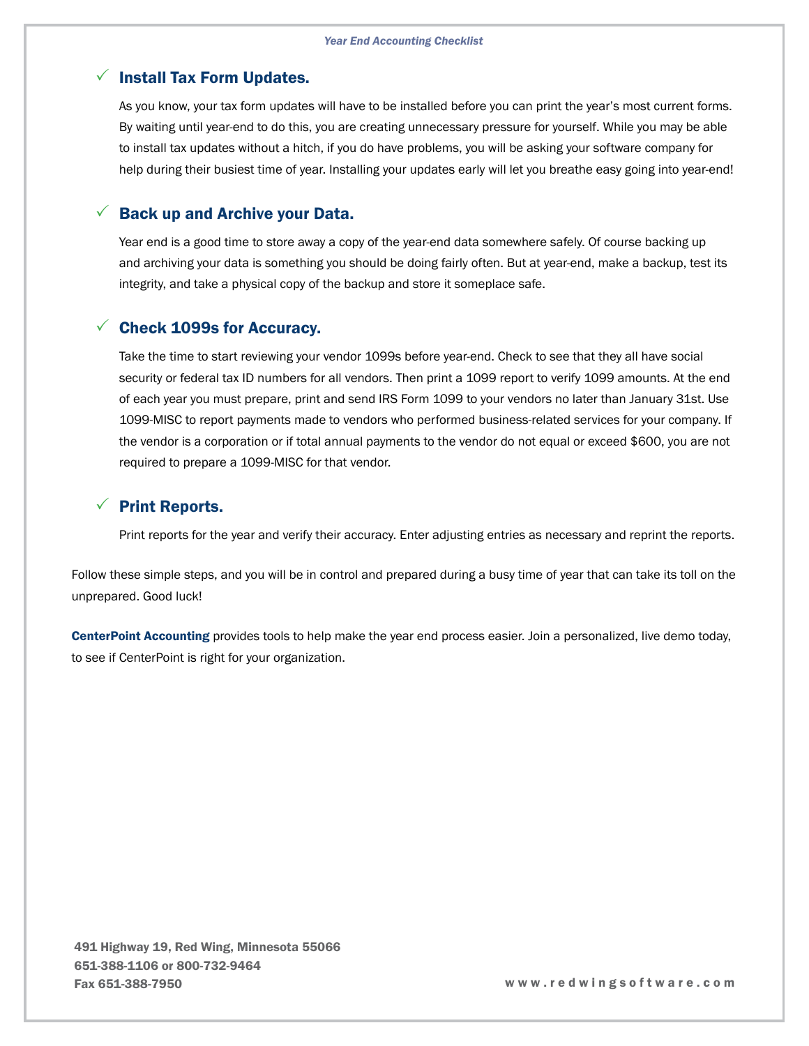## ✓ Install Tax Form Updates.

As you know, your tax form updates will have to be installed before you can print the year's most current forms. By waiting until year-end to do this, you are creating unnecessary pressure for yourself. While you may be able to install tax updates without a hitch, if you do have problems, you will be asking your software company for help during their busiest time of year. Installing your updates early will let you breathe easy going into year-end!

## ✓ Back up and Archive your Data.

Year end is a good time to store away a copy of the year-end data somewhere safely. Of course backing up and archiving your data is something you should be doing fairly often. But at year-end, make a backup, test its integrity, and take a physical copy of the backup and store it someplace safe.

## ✓ Check 1099s for Accuracy.

Take the time to start reviewing your vendor 1099s before year-end. Check to see that they all have social security or federal tax ID numbers for all vendors. Then print a 1099 report to verify 1099 amounts. At the end of each year you must prepare, print and send IRS Form 1099 to your vendors no later than January 31st. Use 1099-MISC to report payments made to vendors who performed business-related services for your company. If the vendor is a corporation or if total annual payments to the vendor do not equal or exceed $600, you are not required to prepare a 1099-MISC for that vendor.

## ✓ Print Reports.

Print reports for the year and verify their accuracy. Enter adjusting entries as necessary and reprint the reports.

Follow these simple steps, and you will be in control and prepared during a busy time of year that can take its toll on the unprepared. Good luck!

**CenterPoint Accounting** provides tools to help make the year end process easier. Join a personalized, live demo today, to see if CenterPoint is right for your organization.

**491 Highway 19, Red Wing, Minnesota 55066**
**651-388-1106 or 800-732-9464**
**Fax 651-388-7950**

**www.redwingsoftware.com**